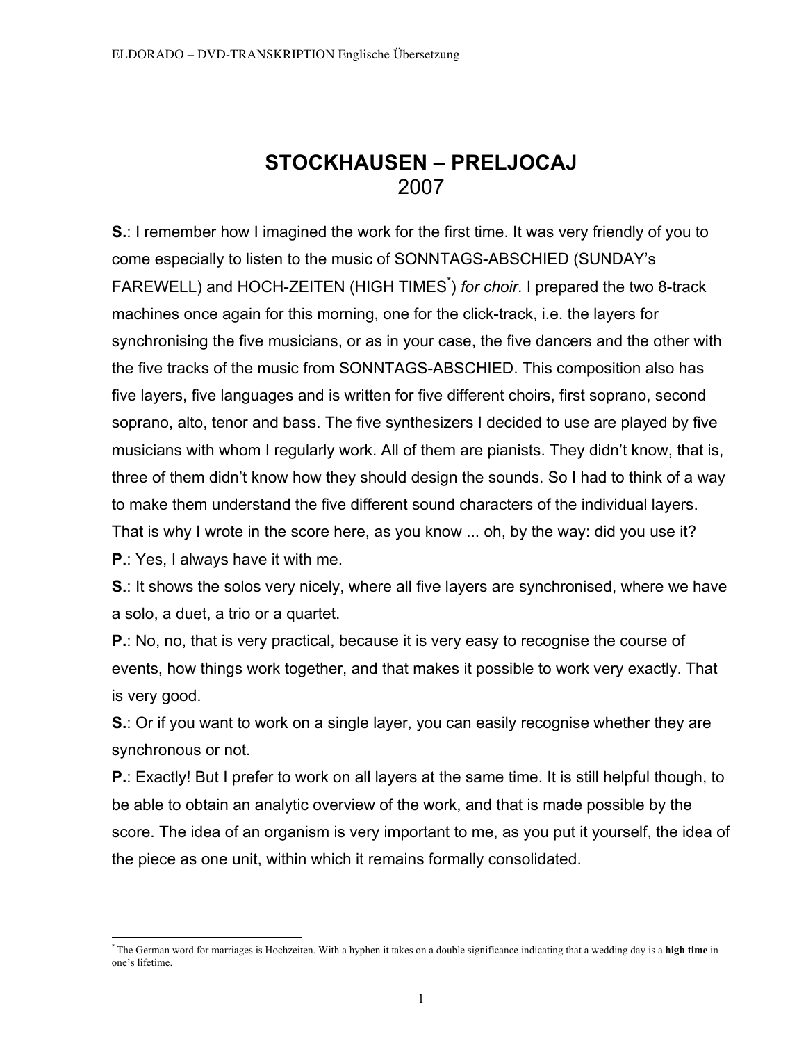# STOCKHAUSEN – PRELJOCAJ
2007

**S.**: I remember how I imagined the work for the first time. It was very friendly of you to come especially to listen to the music of SONNTAGS-ABSCHIED (SUNDAY's FAREWELL) and HOCH-ZEITEN (HIGH TIMES[*]) *for choir*. I prepared the two 8-track machines once again for this morning, one for the click-track, i.e. the layers for synchronising the five musicians, or as in your case, the five dancers and the other with the five tracks of the music from SONNTAGS-ABSCHIED. This composition also has five layers, five languages and is written for five different choirs, first soprano, second soprano, alto, tenor and bass. The five synthesizers I decided to use are played by five musicians with whom I regularly work. All of them are pianists. They didn't know, that is, three of them didn't know how they should design the sounds. So I had to think of a way to make them understand the five different sound characters of the individual layers. That is why I wrote in the score here, as you know ... oh, by the way: did you use it?

**P.**: Yes, I always have it with me.

**S.**: It shows the solos very nicely, where all five layers are synchronised, where we have a solo, a duet, a trio or a quartet.

**P.**: No, no, that is very practical, because it is very easy to recognise the course of events, how things work together, and that makes it possible to work very exactly. That is very good.

**S.**: Or if you want to work on a single layer, you can easily recognise whether they are synchronous or not.

**P.**: Exactly! But I prefer to work on all layers at the same time. It is still helpful though, to be able to obtain an analytic overview of the work, and that is made possible by the score. The idea of an organism is very important to me, as you put it yourself, the idea of the piece as one unit, within which it remains formally consolidated.

[*] The German word for marriages is Hochzeiten. With a hyphen it takes on a double significance indicating that a wedding day is a **high time** in one's lifetime.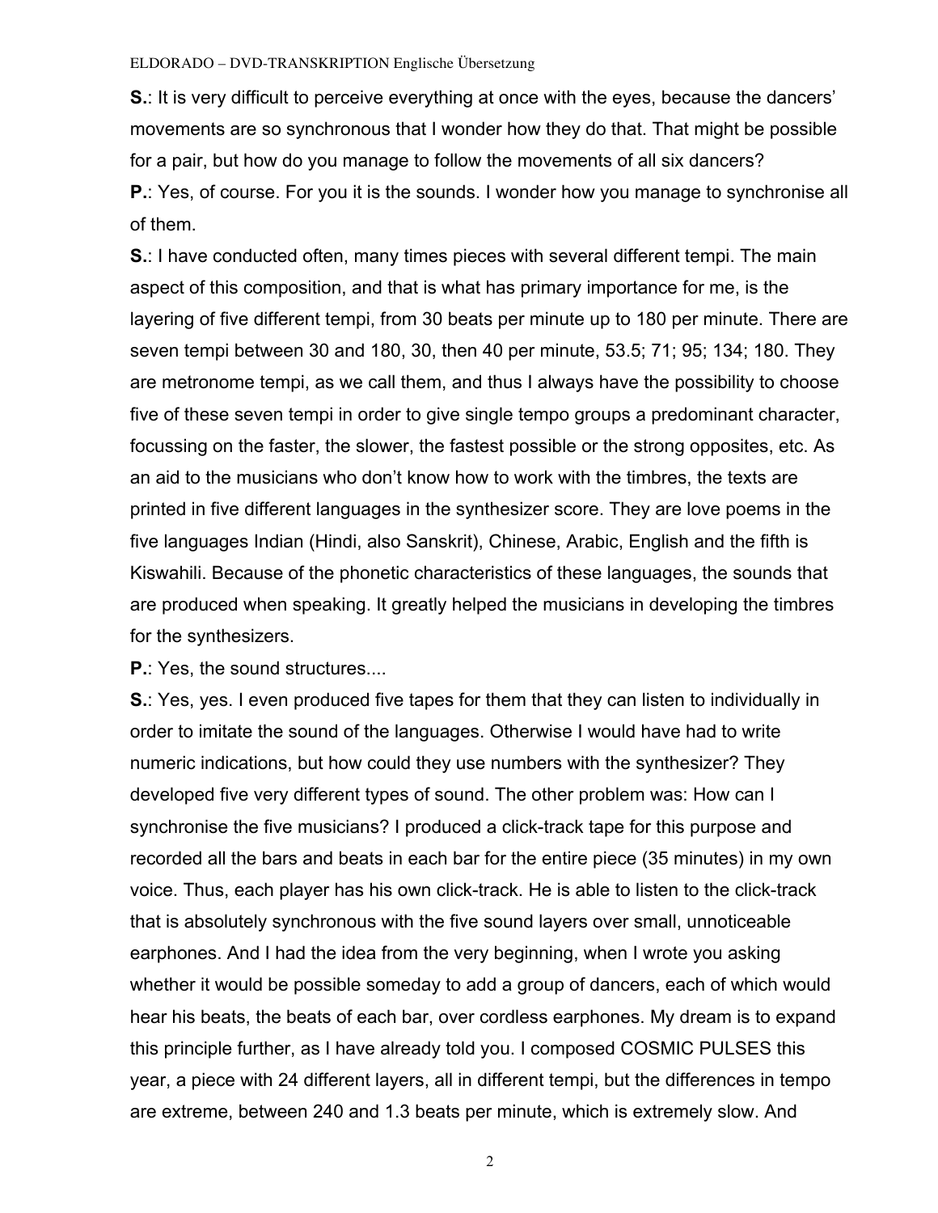**S.**: It is very difficult to perceive everything at once with the eyes, because the dancers' movements are so synchronous that I wonder how they do that. That might be possible for a pair, but how do you manage to follow the movements of all six dancers?

**P.**: Yes, of course. For you it is the sounds. I wonder how you manage to synchronise all of them.

**S.**: I have conducted often, many times pieces with several different tempi. The main aspect of this composition, and that is what has primary importance for me, is the layering of five different tempi, from 30 beats per minute up to 180 per minute. There are seven tempi between 30 and 180, 30, then 40 per minute, 53.5; 71; 95; 134; 180. They are metronome tempi, as we call them, and thus I always have the possibility to choose five of these seven tempi in order to give single tempo groups a predominant character, focussing on the faster, the slower, the fastest possible or the strong opposites, etc. As an aid to the musicians who don't know how to work with the timbres, the texts are printed in five different languages in the synthesizer score. They are love poems in the five languages Indian (Hindi, also Sanskrit), Chinese, Arabic, English and the fifth is Kiswahili. Because of the phonetic characteristics of these languages, the sounds that are produced when speaking. It greatly helped the musicians in developing the timbres for the synthesizers.

**P.**: Yes, the sound structures....

**S.**: Yes, yes. I even produced five tapes for them that they can listen to individually in order to imitate the sound of the languages. Otherwise I would have had to write numeric indications, but how could they use numbers with the synthesizer? They developed five very different types of sound. The other problem was: How can I synchronise the five musicians? I produced a click-track tape for this purpose and recorded all the bars and beats in each bar for the entire piece (35 minutes) in my own voice. Thus, each player has his own click-track. He is able to listen to the click-track that is absolutely synchronous with the five sound layers over small, unnoticeable earphones. And I had the idea from the very beginning, when I wrote you asking whether it would be possible someday to add a group of dancers, each of which would hear his beats, the beats of each bar, over cordless earphones. My dream is to expand this principle further, as I have already told you. I composed COSMIC PULSES this year, a piece with 24 different layers, all in different tempi, but the differences in tempo are extreme, between 240 and 1.3 beats per minute, which is extremely slow. And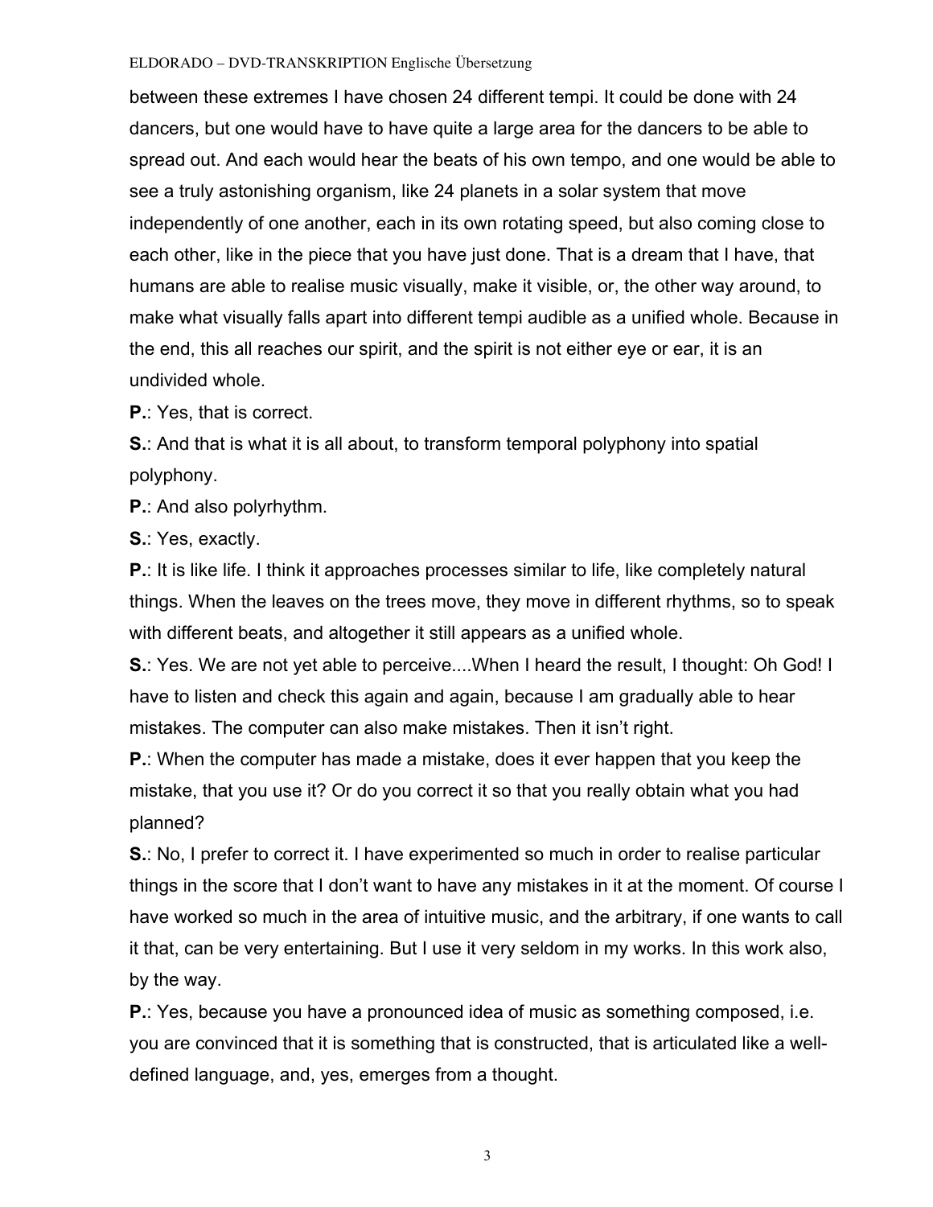between these extremes I have chosen 24 different tempi. It could be done with 24 dancers, but one would have to have quite a large area for the dancers to be able to spread out. And each would hear the beats of his own tempo, and one would be able to see a truly astonishing organism, like 24 planets in a solar system that move independently of one another, each in its own rotating speed, but also coming close to each other, like in the piece that you have just done. That is a dream that I have, that humans are able to realise music visually, make it visible, or, the other way around, to make what visually falls apart into different tempi audible as a unified whole. Because in the end, this all reaches our spirit, and the spirit is not either eye or ear, it is an undivided whole.

**P.**: Yes, that is correct.

**S.**: And that is what it is all about, to transform temporal polyphony into spatial polyphony.

**P.**: And also polyrhythm.

**S.**: Yes, exactly.

**P.**: It is like life. I think it approaches processes similar to life, like completely natural things. When the leaves on the trees move, they move in different rhythms, so to speak with different beats, and altogether it still appears as a unified whole.

**S.**: Yes. We are not yet able to perceive....When I heard the result, I thought: Oh God! I have to listen and check this again and again, because I am gradually able to hear mistakes. The computer can also make mistakes. Then it isn't right.

**P.**: When the computer has made a mistake, does it ever happen that you keep the mistake, that you use it? Or do you correct it so that you really obtain what you had planned?

**S.**: No, I prefer to correct it. I have experimented so much in order to realise particular things in the score that I don't want to have any mistakes in it at the moment. Of course I have worked so much in the area of intuitive music, and the arbitrary, if one wants to call it that, can be very entertaining. But I use it very seldom in my works. In this work also, by the way.

**P.**: Yes, because you have a pronounced idea of music as something composed, i.e. you are convinced that it is something that is constructed, that is articulated like a well-defined language, and, yes, emerges from a thought.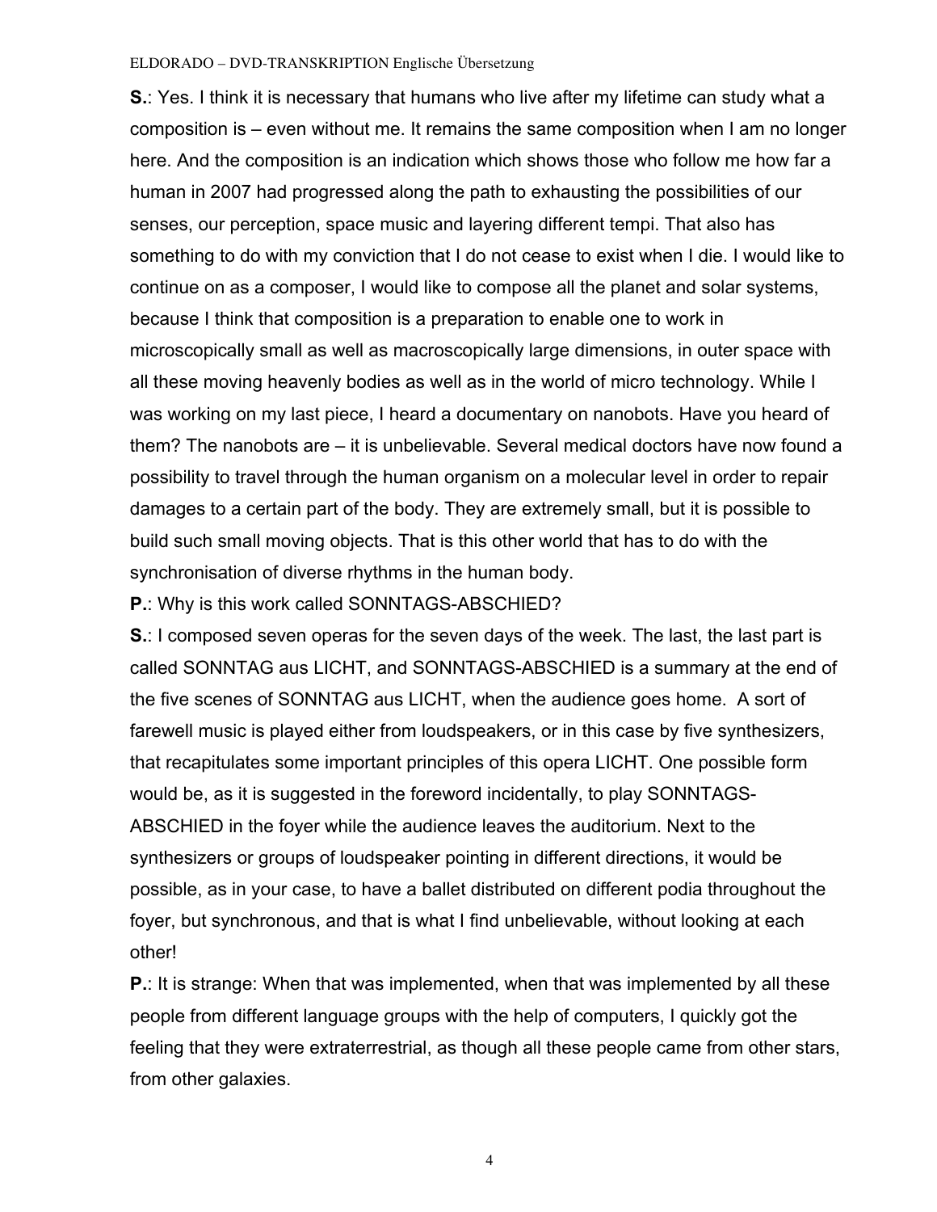**S.**: Yes. I think it is necessary that humans who live after my lifetime can study what a composition is – even without me. It remains the same composition when I am no longer here. And the composition is an indication which shows those who follow me how far a human in 2007 had progressed along the path to exhausting the possibilities of our senses, our perception, space music and layering different tempi. That also has something to do with my conviction that I do not cease to exist when I die. I would like to continue on as a composer, I would like to compose all the planet and solar systems, because I think that composition is a preparation to enable one to work in microscopically small as well as macroscopically large dimensions, in outer space with all these moving heavenly bodies as well as in the world of micro technology. While I was working on my last piece, I heard a documentary on nanobots. Have you heard of them? The nanobots are – it is unbelievable. Several medical doctors have now found a possibility to travel through the human organism on a molecular level in order to repair damages to a certain part of the body. They are extremely small, but it is possible to build such small moving objects. That is this other world that has to do with the synchronisation of diverse rhythms in the human body.

**P.**: Why is this work called SONNTAGS-ABSCHIED?

**S.**: I composed seven operas for the seven days of the week. The last, the last part is called SONNTAG aus LICHT, and SONNTAGS-ABSCHIED is a summary at the end of the five scenes of SONNTAG aus LICHT, when the audience goes home. A sort of farewell music is played either from loudspeakers, or in this case by five synthesizers, that recapitulates some important principles of this opera LICHT. One possible form would be, as it is suggested in the foreword incidentally, to play SONNTAGS-ABSCHIED in the foyer while the audience leaves the auditorium. Next to the synthesizers or groups of loudspeaker pointing in different directions, it would be possible, as in your case, to have a ballet distributed on different podia throughout the foyer, but synchronous, and that is what I find unbelievable, without looking at each other!

**P.**: It is strange: When that was implemented, when that was implemented by all these people from different language groups with the help of computers, I quickly got the feeling that they were extraterrestrial, as though all these people came from other stars, from other galaxies.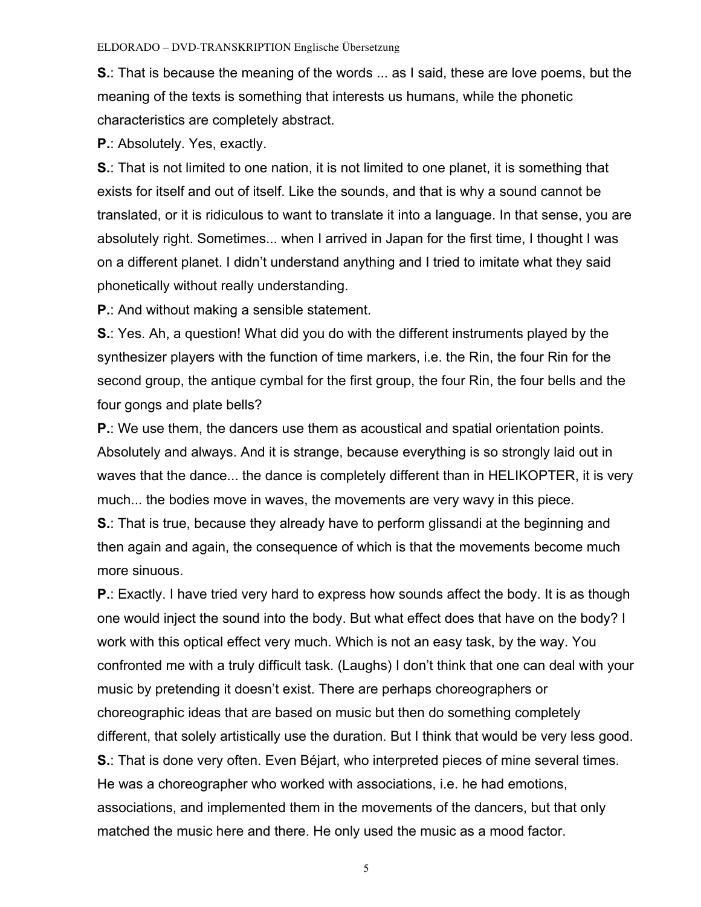**S.**: That is because the meaning of the words ... as I said, these are love poems, but the meaning of the texts is something that interests us humans, while the phonetic characteristics are completely abstract.

**P.**: Absolutely. Yes, exactly.

**S.**: That is not limited to one nation, it is not limited to one planet, it is something that exists for itself and out of itself. Like the sounds, and that is why a sound cannot be translated, or it is ridiculous to want to translate it into a language. In that sense, you are absolutely right. Sometimes... when I arrived in Japan for the first time, I thought I was on a different planet. I didn't understand anything and I tried to imitate what they said phonetically without really understanding.

**P.**: And without making a sensible statement.

**S.**: Yes. Ah, a question! What did you do with the different instruments played by the synthesizer players with the function of time markers, i.e. the Rin, the four Rin for the second group, the antique cymbal for the first group, the four Rin, the four bells and the four gongs and plate bells?

**P.**: We use them, the dancers use them as acoustical and spatial orientation points. Absolutely and always. And it is strange, because everything is so strongly laid out in waves that the dance... the dance is completely different than in HELIKOPTER, it is very much... the bodies move in waves, the movements are very wavy in this piece.

**S.**: That is true, because they already have to perform glissandi at the beginning and then again and again, the consequence of which is that the movements become much more sinuous.

**P.**: Exactly. I have tried very hard to express how sounds affect the body. It is as though one would inject the sound into the body. But what effect does that have on the body? I work with this optical effect very much. Which is not an easy task, by the way. You confronted me with a truly difficult task. (Laughs) I don't think that one can deal with your music by pretending it doesn't exist. There are perhaps choreographers or choreographic ideas that are based on music but then do something completely different, that solely artistically use the duration. But I think that would be very less good.

**S.**: That is done very often. Even Béjart, who interpreted pieces of mine several times. He was a choreographer who worked with associations, i.e. he had emotions, associations, and implemented them in the movements of the dancers, but that only matched the music here and there. He only used the music as a mood factor.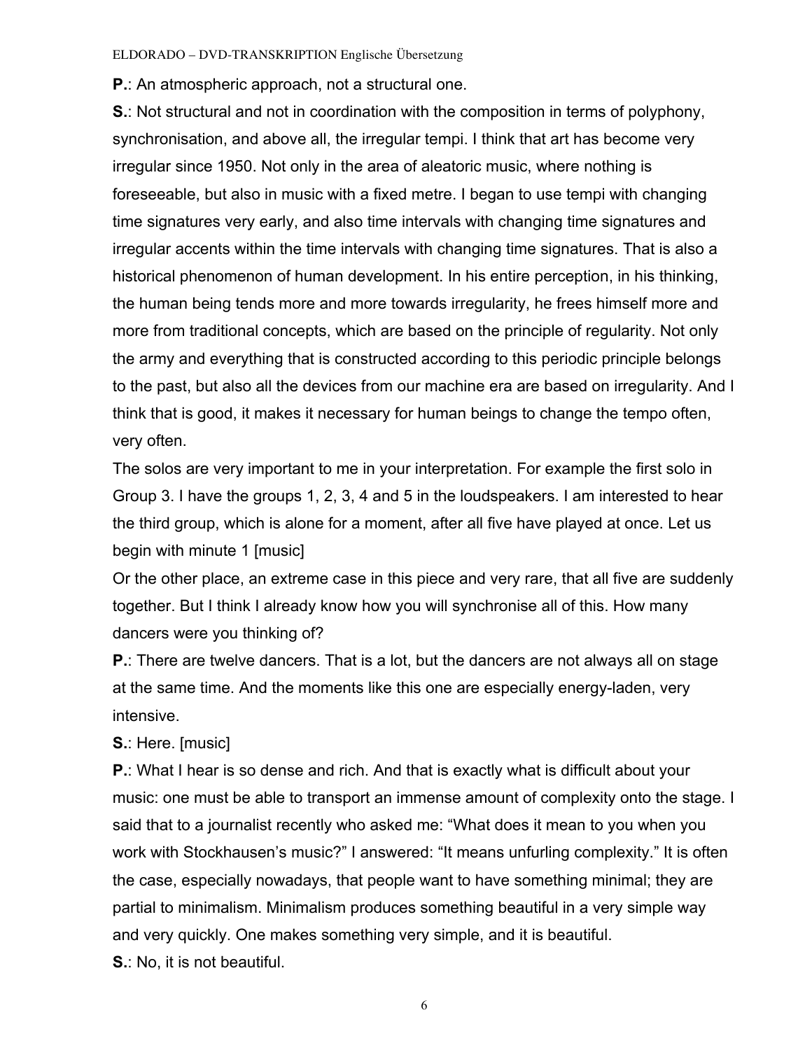**P.**: An atmospheric approach, not a structural one.

**S.**: Not structural and not in coordination with the composition in terms of polyphony, synchronisation, and above all, the irregular tempi. I think that art has become very irregular since 1950. Not only in the area of aleatoric music, where nothing is foreseeable, but also in music with a fixed metre. I began to use tempi with changing time signatures very early, and also time intervals with changing time signatures and irregular accents within the time intervals with changing time signatures. That is also a historical phenomenon of human development. In his entire perception, in his thinking, the human being tends more and more towards irregularity, he frees himself more and more from traditional concepts, which are based on the principle of regularity. Not only the army and everything that is constructed according to this periodic principle belongs to the past, but also all the devices from our machine era are based on irregularity. And I think that is good, it makes it necessary for human beings to change the tempo often, very often.

The solos are very important to me in your interpretation. For example the first solo in Group 3. I have the groups 1, 2, 3, 4 and 5 in the loudspeakers. I am interested to hear the third group, which is alone for a moment, after all five have played at once. Let us begin with minute 1 [music]

Or the other place, an extreme case in this piece and very rare, that all five are suddenly together. But I think I already know how you will synchronise all of this. How many dancers were you thinking of?

**P.**: There are twelve dancers. That is a lot, but the dancers are not always all on stage at the same time. And the moments like this one are especially energy-laden, very intensive.

**S.**: Here. [music]

**P.**: What I hear is so dense and rich. And that is exactly what is difficult about your music: one must be able to transport an immense amount of complexity onto the stage. I said that to a journalist recently who asked me: "What does it mean to you when you work with Stockhausen's music?" I answered: "It means unfurling complexity." It is often the case, especially nowadays, that people want to have something minimal; they are partial to minimalism. Minimalism produces something beautiful in a very simple way and very quickly. One makes something very simple, and it is beautiful.

**S.**: No, it is not beautiful.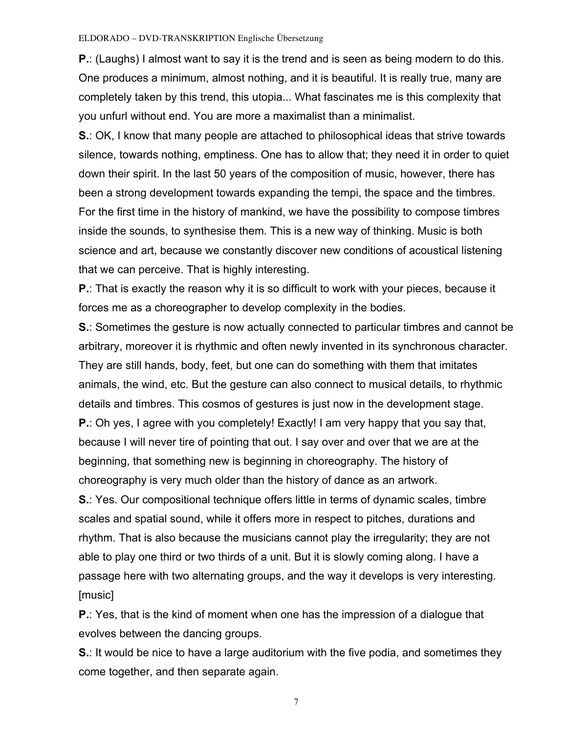**P.**: (Laughs) I almost want to say it is the trend and is seen as being modern to do this. One produces a minimum, almost nothing, and it is beautiful. It is really true, many are completely taken by this trend, this utopia... What fascinates me is this complexity that you unfurl without end. You are more a maximalist than a minimalist.

**S.**: OK, I know that many people are attached to philosophical ideas that strive towards silence, towards nothing, emptiness. One has to allow that; they need it in order to quiet down their spirit. In the last 50 years of the composition of music, however, there has been a strong development towards expanding the tempi, the space and the timbres. For the first time in the history of mankind, we have the possibility to compose timbres inside the sounds, to synthesise them. This is a new way of thinking. Music is both science and art, because we constantly discover new conditions of acoustical listening that we can perceive. That is highly interesting.

**P.**: That is exactly the reason why it is so difficult to work with your pieces, because it forces me as a choreographer to develop complexity in the bodies.

**S.**: Sometimes the gesture is now actually connected to particular timbres and cannot be arbitrary, moreover it is rhythmic and often newly invented in its synchronous character. They are still hands, body, feet, but one can do something with them that imitates animals, the wind, etc. But the gesture can also connect to musical details, to rhythmic details and timbres. This cosmos of gestures is just now in the development stage.

**P.**: Oh yes, I agree with you completely! Exactly! I am very happy that you say that, because I will never tire of pointing that out. I say over and over that we are at the beginning, that something new is beginning in choreography. The history of choreography is very much older than the history of dance as an artwork.

**S.**: Yes. Our compositional technique offers little in terms of dynamic scales, timbre scales and spatial sound, while it offers more in respect to pitches, durations and rhythm. That is also because the musicians cannot play the irregularity; they are not able to play one third or two thirds of a unit. But it is slowly coming along. I have a passage here with two alternating groups, and the way it develops is very interesting. [music]

**P.**: Yes, that is the kind of moment when one has the impression of a dialogue that evolves between the dancing groups.

**S.**: It would be nice to have a large auditorium with the five podia, and sometimes they come together, and then separate again.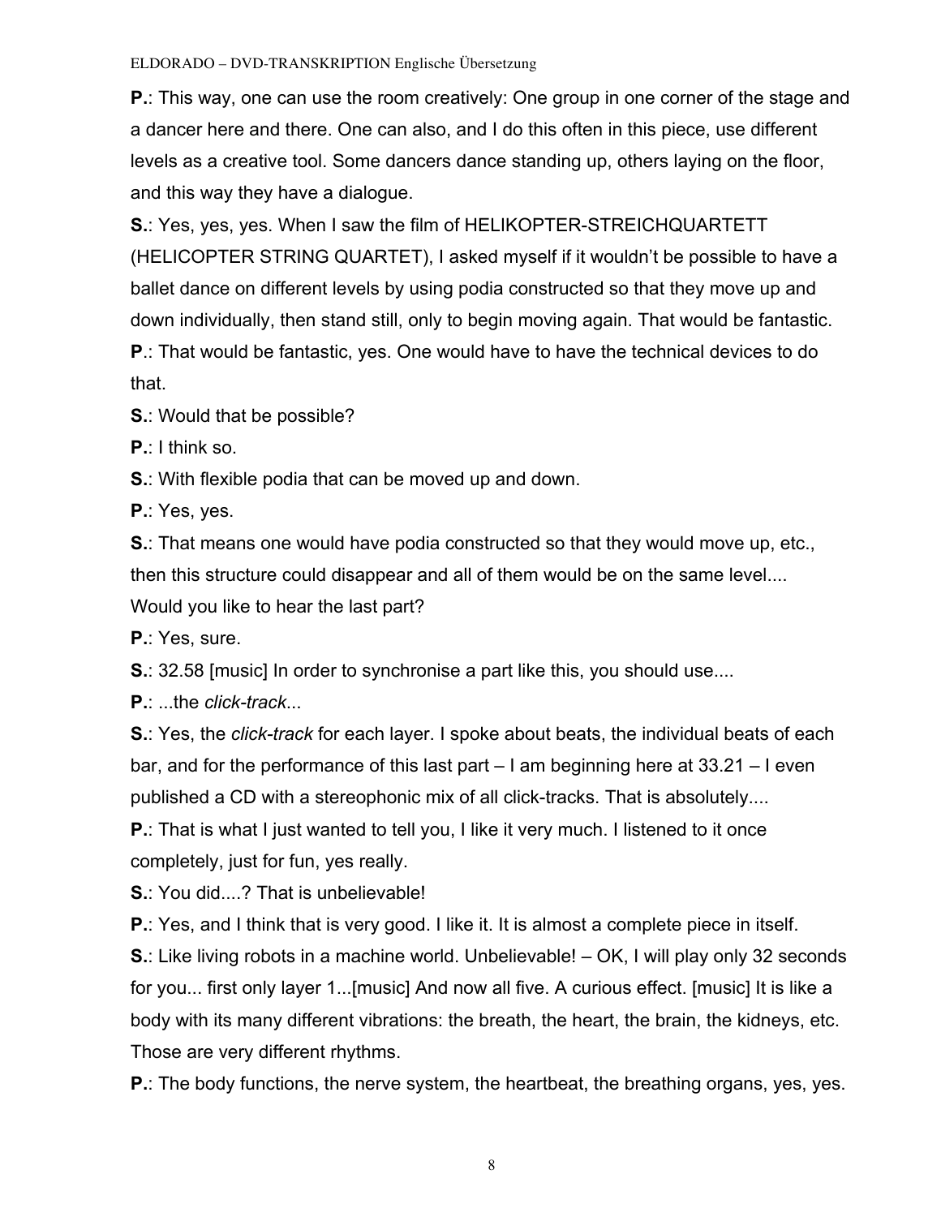**P.**: This way, one can use the room creatively: One group in one corner of the stage and a dancer here and there. One can also, and I do this often in this piece, use different levels as a creative tool. Some dancers dance standing up, others laying on the floor, and this way they have a dialogue.

**S.**: Yes, yes, yes. When I saw the film of HELIKOPTER-STREICHQUARTETT (HELICOPTER STRING QUARTET), I asked myself if it wouldn't be possible to have a ballet dance on different levels by using podia constructed so that they move up and down individually, then stand still, only to begin moving again. That would be fantastic.

**P.**: That would be fantastic, yes. One would have to have the technical devices to do that.

**S.**: Would that be possible?

**P.**: I think so.

**S.**: With flexible podia that can be moved up and down.

**P.**: Yes, yes.

**S.**: That means one would have podia constructed so that they would move up, etc., then this structure could disappear and all of them would be on the same level.... Would you like to hear the last part?

**P.**: Yes, sure.

**S.**: 32.58 [music] In order to synchronise a part like this, you should use....

**P.**: ...the *click-track*...

**S.**: Yes, the *click-track* for each layer. I spoke about beats, the individual beats of each bar, and for the performance of this last part – I am beginning here at 33.21 – I even published a CD with a stereophonic mix of all click-tracks. That is absolutely....

**P.**: That is what I just wanted to tell you, I like it very much. I listened to it once completely, just for fun, yes really.

**S.**: You did....? That is unbelievable!

**P.**: Yes, and I think that is very good. I like it. It is almost a complete piece in itself.

**S.**: Like living robots in a machine world. Unbelievable! – OK, I will play only 32 seconds for you... first only layer 1...[music] And now all five. A curious effect. [music] It is like a body with its many different vibrations: the breath, the heart, the brain, the kidneys, etc. Those are very different rhythms.

**P.**: The body functions, the nerve system, the heartbeat, the breathing organs, yes, yes.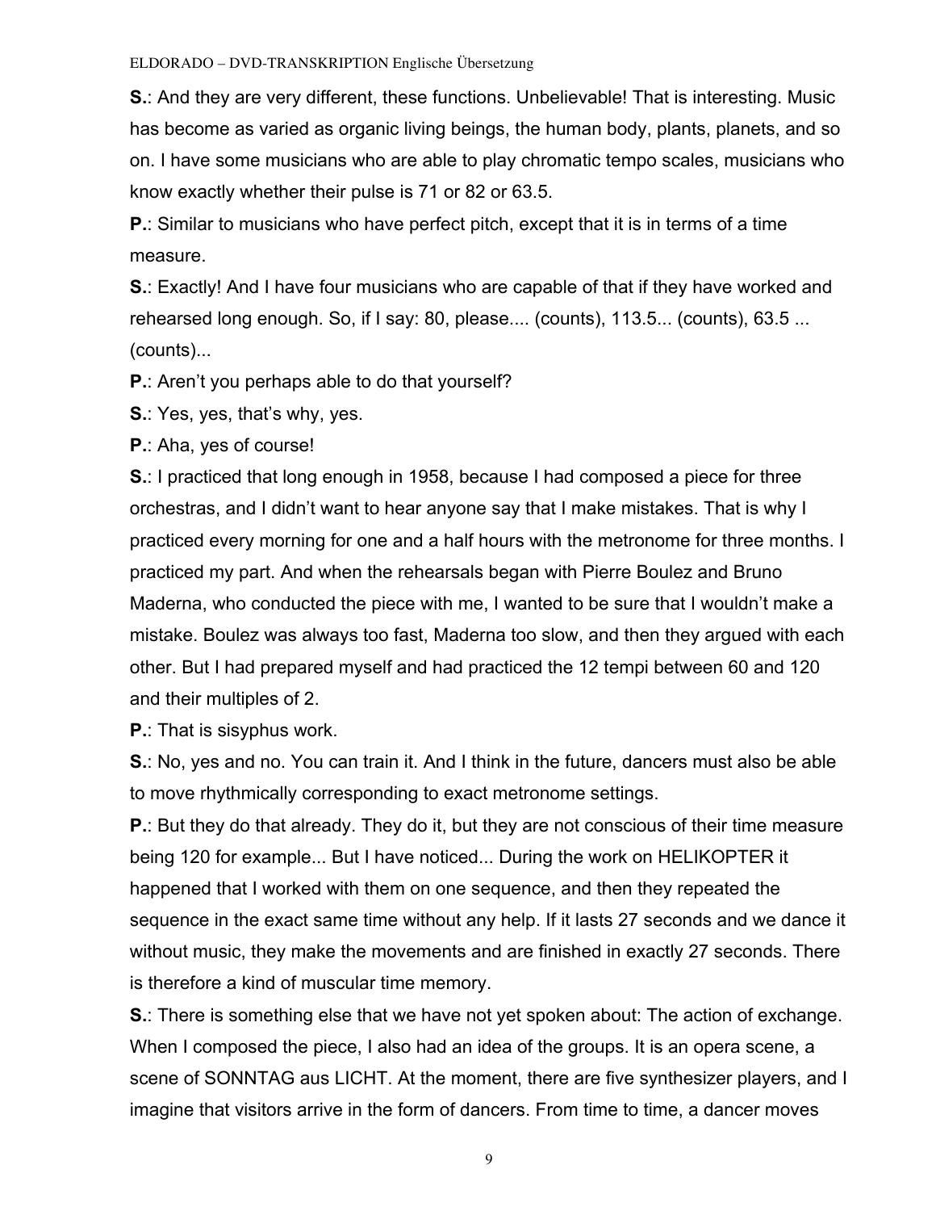**S.**: And they are very different, these functions. Unbelievable! That is interesting. Music has become as varied as organic living beings, the human body, plants, planets, and so on. I have some musicians who are able to play chromatic tempo scales, musicians who know exactly whether their pulse is 71 or 82 or 63.5.

**P.**: Similar to musicians who have perfect pitch, except that it is in terms of a time measure.

**S.**: Exactly! And I have four musicians who are capable of that if they have worked and rehearsed long enough. So, if I say: 80, please.... (counts), 113.5... (counts), 63.5 ... (counts)...

**P.**: Aren't you perhaps able to do that yourself?

**S.**: Yes, yes, that's why, yes.

**P.**: Aha, yes of course!

**S.**: I practiced that long enough in 1958, because I had composed a piece for three orchestras, and I didn't want to hear anyone say that I make mistakes. That is why I practiced every morning for one and a half hours with the metronome for three months. I practiced my part. And when the rehearsals began with Pierre Boulez and Bruno Maderna, who conducted the piece with me, I wanted to be sure that I wouldn't make a mistake. Boulez was always too fast, Maderna too slow, and then they argued with each other. But I had prepared myself and had practiced the 12 tempi between 60 and 120 and their multiples of 2.

**P.**: That is sisyphus work.

**S.**: No, yes and no. You can train it. And I think in the future, dancers must also be able to move rhythmically corresponding to exact metronome settings.

**P.**: But they do that already. They do it, but they are not conscious of their time measure being 120 for example... But I have noticed... During the work on HELIKOPTER it happened that I worked with them on one sequence, and then they repeated the sequence in the exact same time without any help. If it lasts 27 seconds and we dance it without music, they make the movements and are finished in exactly 27 seconds. There is therefore a kind of muscular time memory.

**S.**: There is something else that we have not yet spoken about: The action of exchange. When I composed the piece, I also had an idea of the groups. It is an opera scene, a scene of SONNTAG aus LICHT. At the moment, there are five synthesizer players, and I imagine that visitors arrive in the form of dancers. From time to time, a dancer moves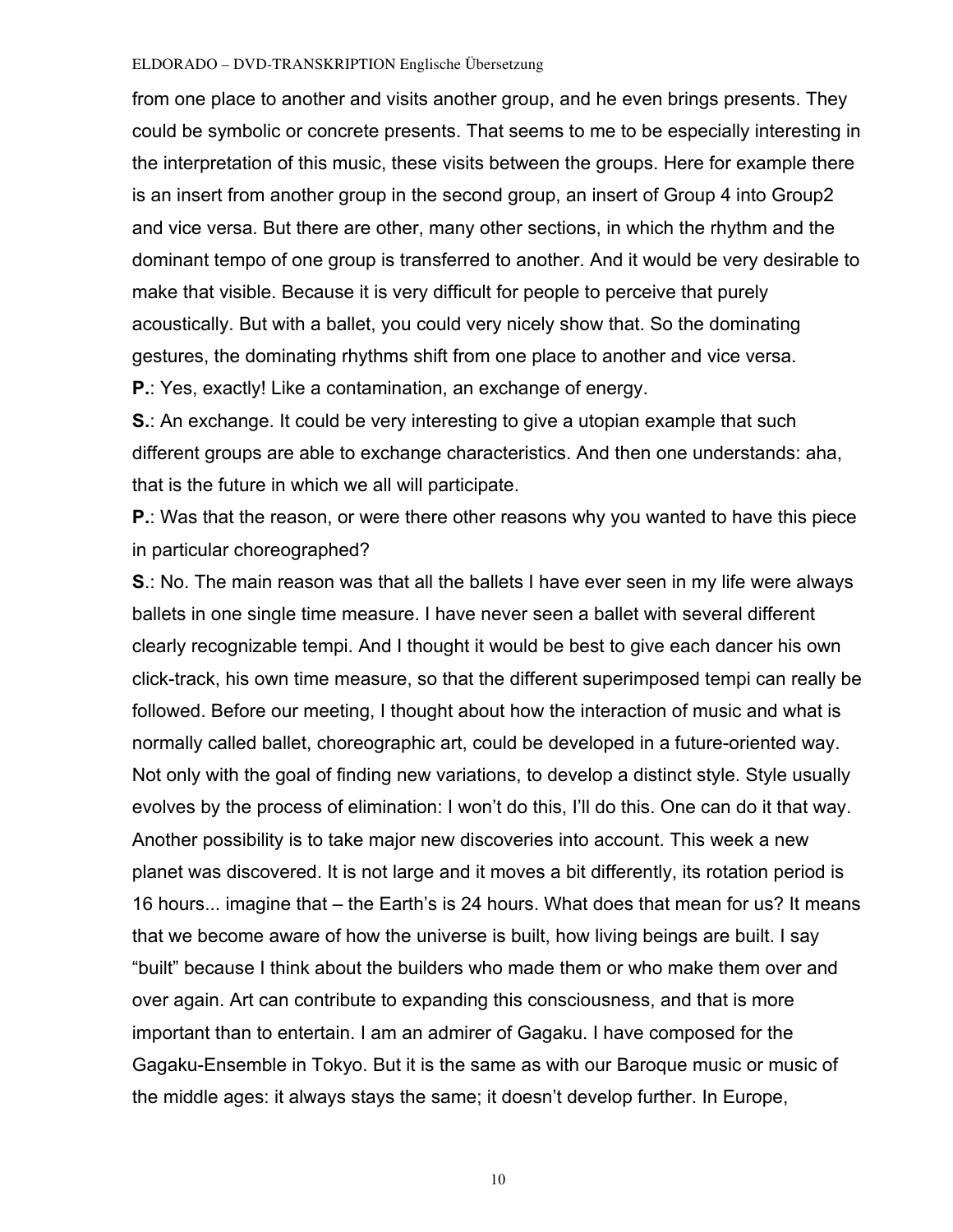from one place to another and visits another group, and he even brings presents. They could be symbolic or concrete presents. That seems to me to be especially interesting in the interpretation of this music, these visits between the groups. Here for example there is an insert from another group in the second group, an insert of Group 4 into Group2 and vice versa. But there are other, many other sections, in which the rhythm and the dominant tempo of one group is transferred to another. And it would be very desirable to make that visible. Because it is very difficult for people to perceive that purely acoustically. But with a ballet, you could very nicely show that. So the dominating gestures, the dominating rhythms shift from one place to another and vice versa.

**P.**: Yes, exactly! Like a contamination, an exchange of energy.

**S.**: An exchange. It could be very interesting to give a utopian example that such different groups are able to exchange characteristics. And then one understands: aha, that is the future in which we all will participate.

**P.**: Was that the reason, or were there other reasons why you wanted to have this piece in particular choreographed?

**S.**: No. The main reason was that all the ballets I have ever seen in my life were always ballets in one single time measure. I have never seen a ballet with several different clearly recognizable tempi. And I thought it would be best to give each dancer his own click-track, his own time measure, so that the different superimposed tempi can really be followed. Before our meeting, I thought about how the interaction of music and what is normally called ballet, choreographic art, could be developed in a future-oriented way. Not only with the goal of finding new variations, to develop a distinct style. Style usually evolves by the process of elimination: I won't do this, I'll do this. One can do it that way. Another possibility is to take major new discoveries into account. This week a new planet was discovered. It is not large and it moves a bit differently, its rotation period is 16 hours... imagine that – the Earth's is 24 hours. What does that mean for us? It means that we become aware of how the universe is built, how living beings are built. I say "built" because I think about the builders who made them or who make them over and over again. Art can contribute to expanding this consciousness, and that is more important than to entertain. I am an admirer of Gagaku. I have composed for the Gagaku-Ensemble in Tokyo. But it is the same as with our Baroque music or music of the middle ages: it always stays the same; it doesn't develop further. In Europe,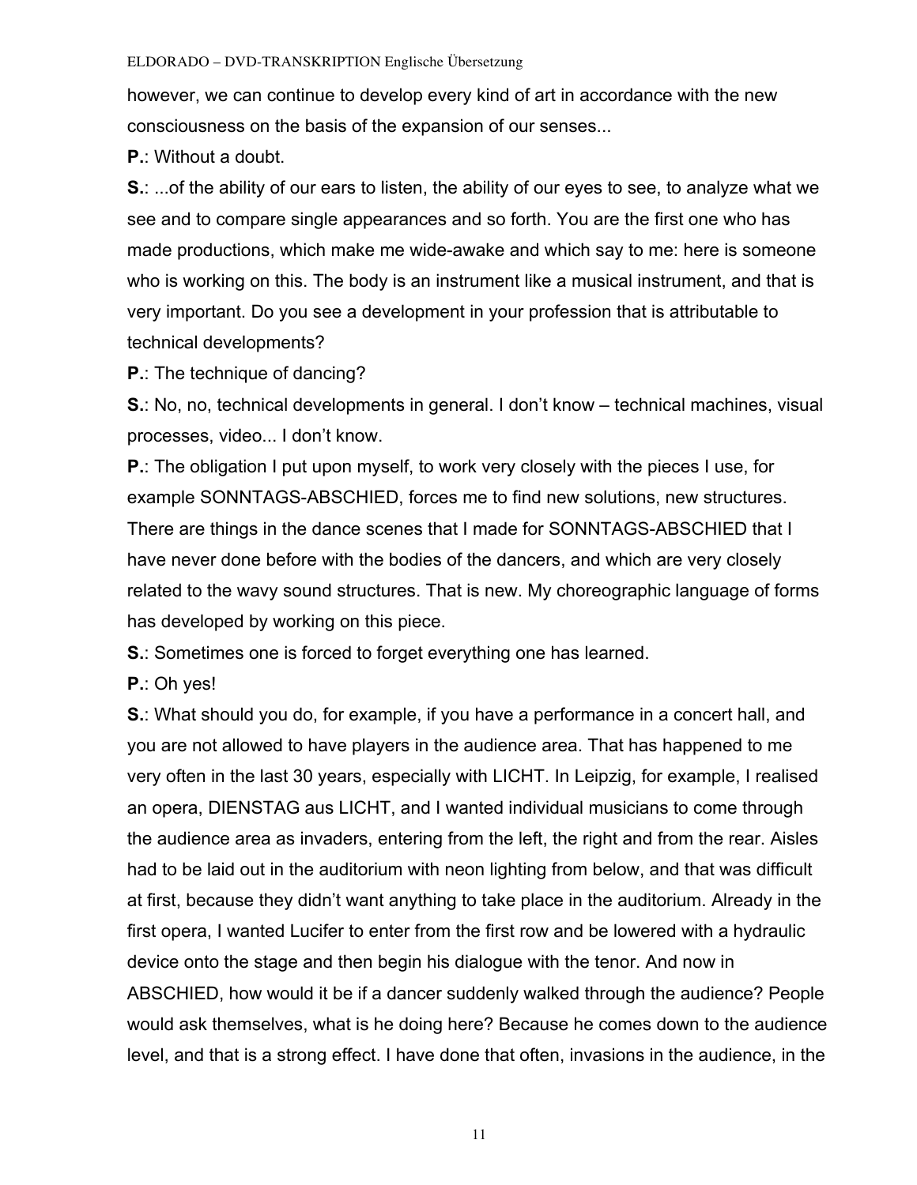however, we can continue to develop every kind of art in accordance with the new consciousness on the basis of the expansion of our senses...

**P.**: Without a doubt.

**S.**: ...of the ability of our ears to listen, the ability of our eyes to see, to analyze what we see and to compare single appearances and so forth. You are the first one who has made productions, which make me wide-awake and which say to me: here is someone who is working on this. The body is an instrument like a musical instrument, and that is very important. Do you see a development in your profession that is attributable to technical developments?

**P.**: The technique of dancing?

**S.**: No, no, technical developments in general. I don't know – technical machines, visual processes, video... I don't know.

**P.**: The obligation I put upon myself, to work very closely with the pieces I use, for example SONNTAGS-ABSCHIED, forces me to find new solutions, new structures. There are things in the dance scenes that I made for SONNTAGS-ABSCHIED that I have never done before with the bodies of the dancers, and which are very closely related to the wavy sound structures. That is new. My choreographic language of forms has developed by working on this piece.

**S.**: Sometimes one is forced to forget everything one has learned.

**P.**: Oh yes!

**S.**: What should you do, for example, if you have a performance in a concert hall, and you are not allowed to have players in the audience area. That has happened to me very often in the last 30 years, especially with LICHT. In Leipzig, for example, I realised an opera, DIENSTAG aus LICHT, and I wanted individual musicians to come through the audience area as invaders, entering from the left, the right and from the rear. Aisles had to be laid out in the auditorium with neon lighting from below, and that was difficult at first, because they didn't want anything to take place in the auditorium. Already in the first opera, I wanted Lucifer to enter from the first row and be lowered with a hydraulic device onto the stage and then begin his dialogue with the tenor. And now in ABSCHIED, how would it be if a dancer suddenly walked through the audience? People would ask themselves, what is he doing here? Because he comes down to the audience level, and that is a strong effect. I have done that often, invasions in the audience, in the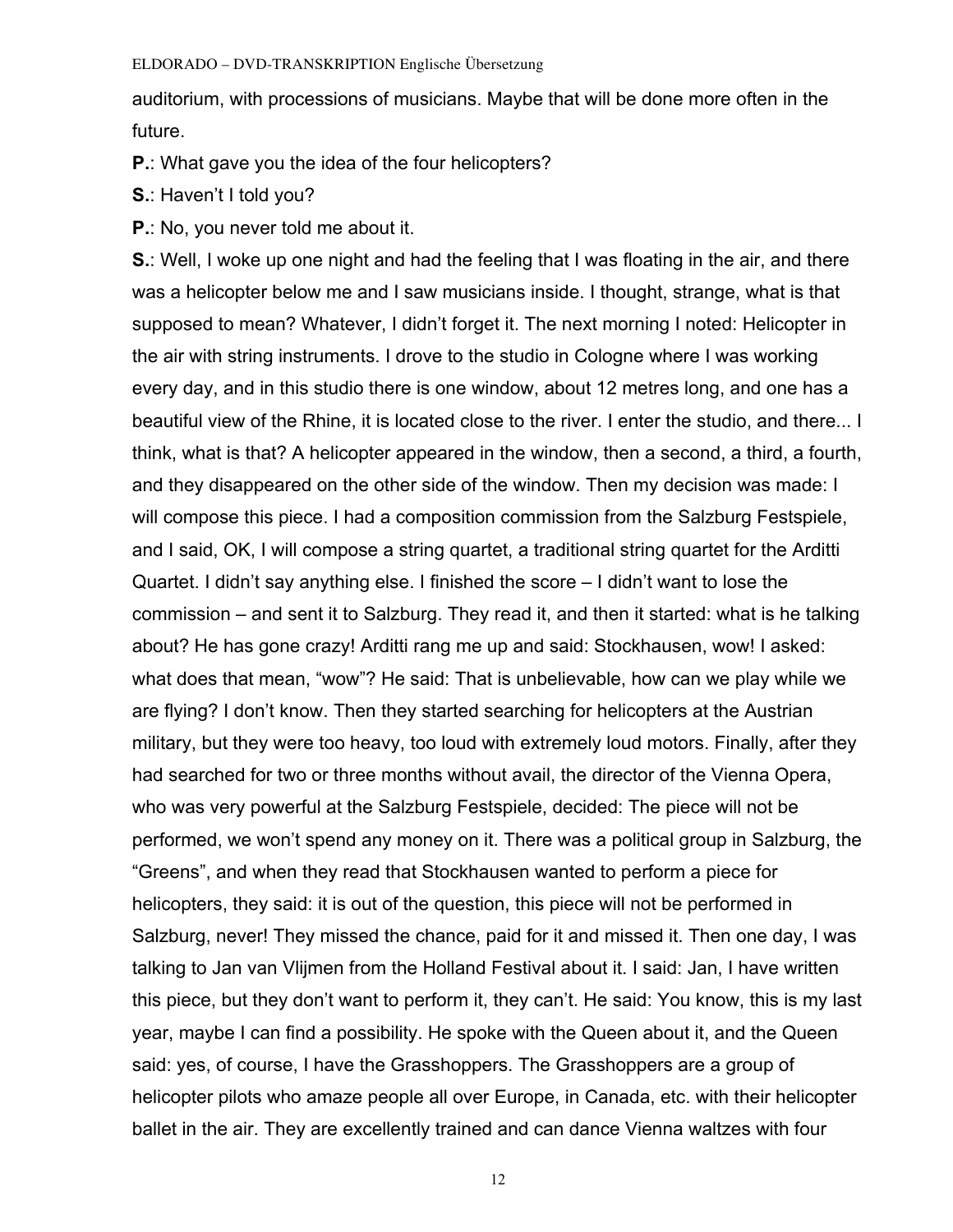auditorium, with processions of musicians. Maybe that will be done more often in the future.

**P.**: What gave you the idea of the four helicopters?

**S.**: Haven't I told you?

**P.**: No, you never told me about it.

**S.**: Well, I woke up one night and had the feeling that I was floating in the air, and there was a helicopter below me and I saw musicians inside. I thought, strange, what is that supposed to mean? Whatever, I didn't forget it. The next morning I noted: Helicopter in the air with string instruments. I drove to the studio in Cologne where I was working every day, and in this studio there is one window, about 12 metres long, and one has a beautiful view of the Rhine, it is located close to the river. I enter the studio, and there... I think, what is that? A helicopter appeared in the window, then a second, a third, a fourth, and they disappeared on the other side of the window. Then my decision was made: I will compose this piece. I had a composition commission from the Salzburg Festspiele, and I said, OK, I will compose a string quartet, a traditional string quartet for the Arditti Quartet. I didn't say anything else. I finished the score – I didn't want to lose the commission – and sent it to Salzburg. They read it, and then it started: what is he talking about? He has gone crazy! Arditti rang me up and said: Stockhausen, wow! I asked: what does that mean, "wow"? He said: That is unbelievable, how can we play while we are flying? I don't know. Then they started searching for helicopters at the Austrian military, but they were too heavy, too loud with extremely loud motors. Finally, after they had searched for two or three months without avail, the director of the Vienna Opera, who was very powerful at the Salzburg Festspiele, decided: The piece will not be performed, we won't spend any money on it. There was a political group in Salzburg, the "Greens", and when they read that Stockhausen wanted to perform a piece for helicopters, they said: it is out of the question, this piece will not be performed in Salzburg, never! They missed the chance, paid for it and missed it. Then one day, I was talking to Jan van Vlijmen from the Holland Festival about it. I said: Jan, I have written this piece, but they don't want to perform it, they can't. He said: You know, this is my last year, maybe I can find a possibility. He spoke with the Queen about it, and the Queen said: yes, of course, I have the Grasshoppers. The Grasshoppers are a group of helicopter pilots who amaze people all over Europe, in Canada, etc. with their helicopter ballet in the air. They are excellently trained and can dance Vienna waltzes with four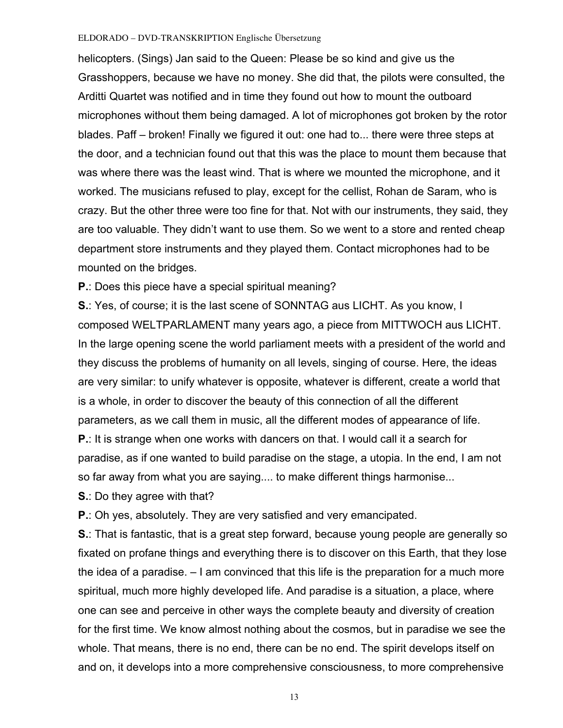helicopters. (Sings) Jan said to the Queen: Please be so kind and give us the Grasshoppers, because we have no money. She did that, the pilots were consulted, the Arditti Quartet was notified and in time they found out how to mount the outboard microphones without them being damaged. A lot of microphones got broken by the rotor blades. Paff – broken! Finally we figured it out: one had to... there were three steps at the door, and a technician found out that this was the place to mount them because that was where there was the least wind. That is where we mounted the microphone, and it worked. The musicians refused to play, except for the cellist, Rohan de Saram, who is crazy. But the other three were too fine for that. Not with our instruments, they said, they are too valuable. They didn't want to use them. So we went to a store and rented cheap department store instruments and they played them. Contact microphones had to be mounted on the bridges.

**P.**: Does this piece have a special spiritual meaning?

**S.**: Yes, of course; it is the last scene of SONNTAG aus LICHT. As you know, I composed WELTPARLAMENT many years ago, a piece from MITTWOCH aus LICHT. In the large opening scene the world parliament meets with a president of the world and they discuss the problems of humanity on all levels, singing of course. Here, the ideas are very similar: to unify whatever is opposite, whatever is different, create a world that is a whole, in order to discover the beauty of this connection of all the different parameters, as we call them in music, all the different modes of appearance of life.

**P.**: It is strange when one works with dancers on that. I would call it a search for paradise, as if one wanted to build paradise on the stage, a utopia. In the end, I am not so far away from what you are saying.... to make different things harmonise...

**S.**: Do they agree with that?

**P.**: Oh yes, absolutely. They are very satisfied and very emancipated.

**S.**: That is fantastic, that is a great step forward, because young people are generally so fixated on profane things and everything there is to discover on this Earth, that they lose the idea of a paradise. – I am convinced that this life is the preparation for a much more spiritual, much more highly developed life. And paradise is a situation, a place, where one can see and perceive in other ways the complete beauty and diversity of creation for the first time. We know almost nothing about the cosmos, but in paradise we see the whole. That means, there is no end, there can be no end. The spirit develops itself on and on, it develops into a more comprehensive consciousness, to more comprehensive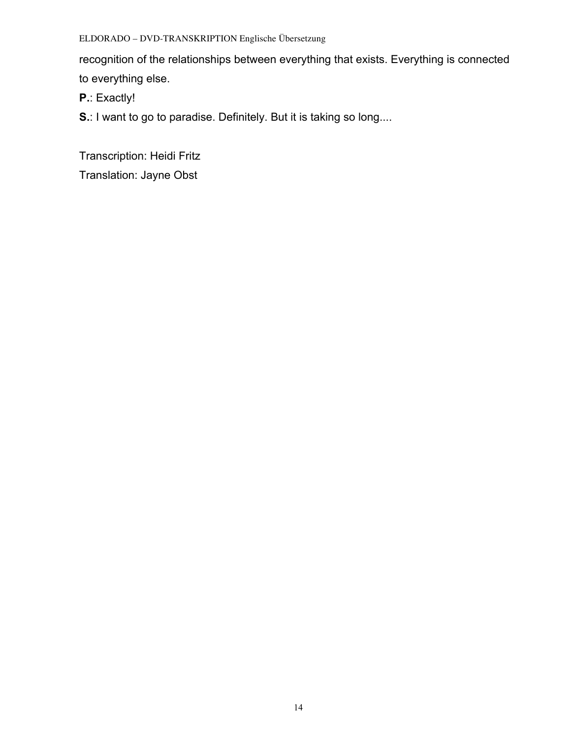recognition of the relationships between everything that exists. Everything is connected to everything else.

**P.**: Exactly!

**S.**: I want to go to paradise. Definitely. But it is taking so long....

Transcription: Heidi Fritz

Translation: Jayne Obst